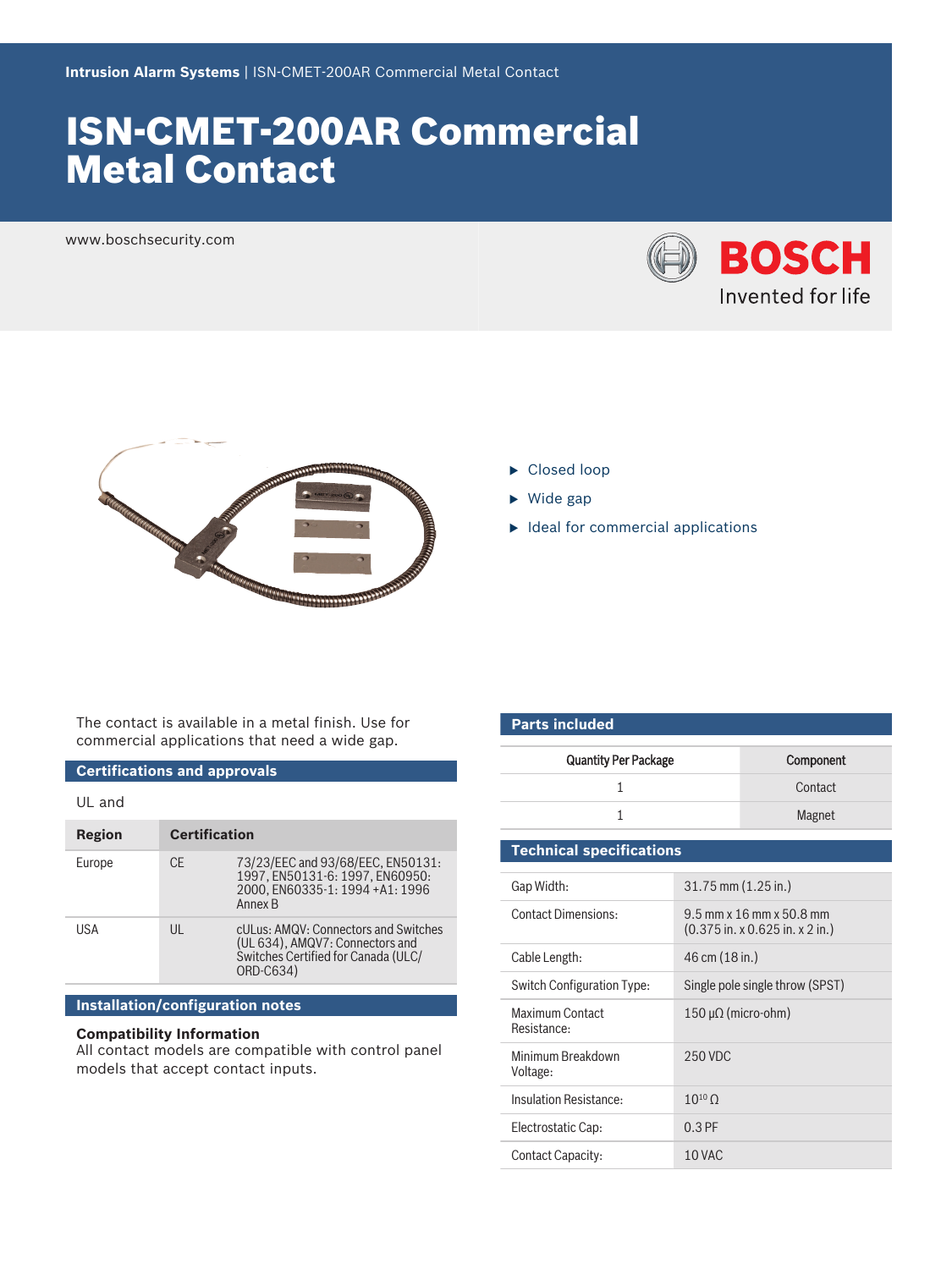Intrusion Alarm Systems | ISN-CMET-200AR Commercial Metal Contact

# ISN-CMET-200AR Commercial Metal Contact

www.boschsecurity.com

- Closed loop
- Wide gap
- Ideal for commercial applications

The contact is available in a metal finish. Use for commercial applications that need a wide gap.

## Certifications and approvals

UL and

| Region | Certification | |
|---|---|---|
| Europe | CE | 73/23/EEC and 93/68/EEC, EN50131: 1997, EN50131-6: 1997, EN60950: 2000, EN60335-1: 1994 +A1: 1996 Annex B |
| USA | UL | cULus: AMQV: Connectors and Switches (UL 634), AMQV7: Connectors and Switches Certified for Canada (ULC/ORD-C634) |

## Installation/configuration notes

**Compatibility Information**
All contact models are compatible with control panel models that accept contact inputs.

## Parts included

| Quantity Per Package | Component |
|---|---|
| 1 | Contact |
| 1 | Magnet |

## Technical specifications

| | |
|---|---|
| Gap Width: | 31.75 mm (1.25 in.) |
| Contact Dimensions: | 9.5 mm x 16 mm x 50.8 mm (0.375 in. x 0.625 in. x 2 in.) |
| Cable Length: | 46 cm (18 in.) |
| Switch Configuration Type: | Single pole single throw (SPST) |
| Maximum Contact Resistance: | 150 µΩ (micro-ohm) |
| Minimum Breakdown Voltage: | 250 VDC |
| Insulation Resistance: | $10^{10}$ Ω |
| Electrostatic Cap: | 0.3 PF |
| Contact Capacity: | 10 VAC |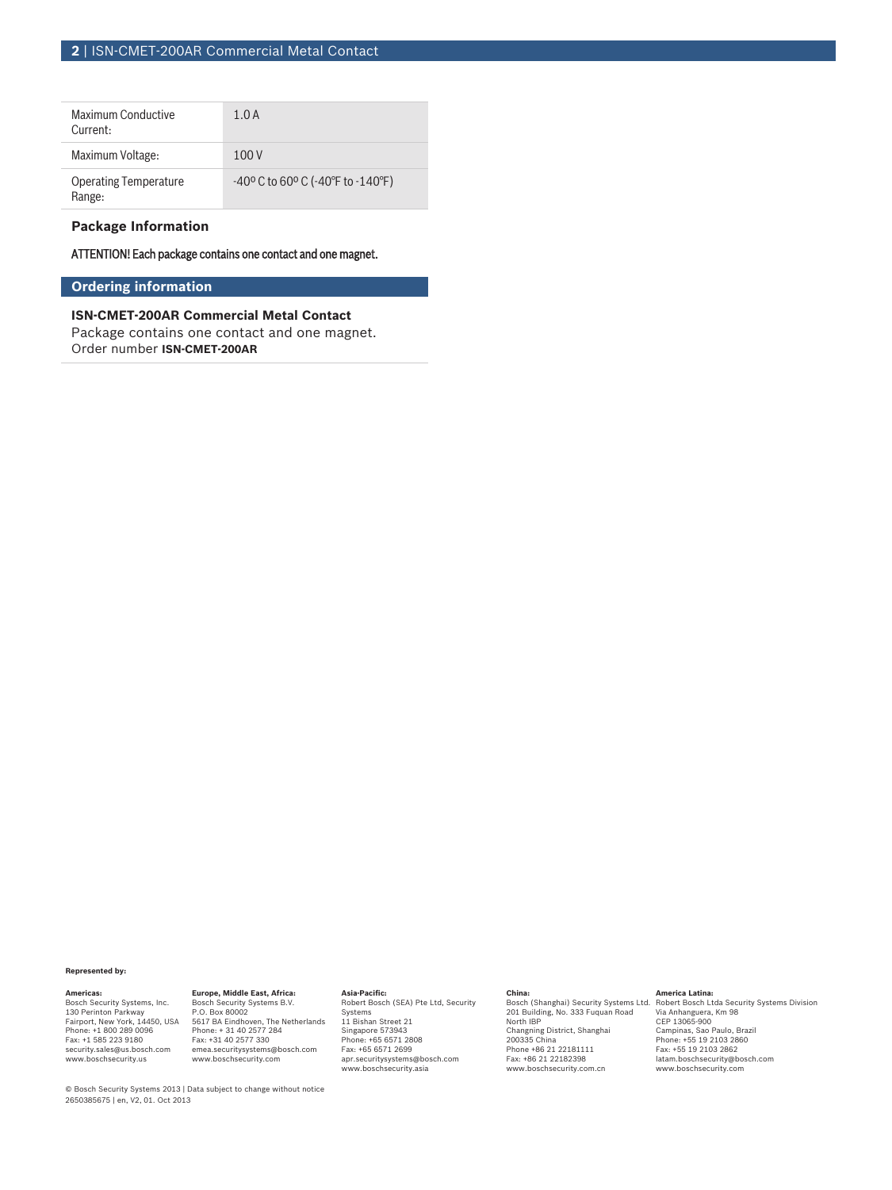| | |
|---|---|
| Maximum Conductive Current: | 1.0 A |
| Maximum Voltage: | 100 V |
| Operating Temperature Range: | -40º C to 60º C (-40ºF to -140ºF) |

### Package Information

ATTENTION! Each package contains one contact and one magnet.

## Ordering information

**ISN-CMET-200AR Commercial Metal Contact**
Package contains one contact and one magnet.
Order number **ISN-CMET-200AR**

**Represented by:**

**Americas:**
Bosch Security Systems, Inc.
130 Perinton Parkway
Fairport, New York, 14450, USA
Phone: +1 800 289 0096
Fax: +1 585 223 9180
security.sales@us.bosch.com
www.boschsecurity.us

**Europe, Middle East, Africa:**
Bosch Security Systems B.V.
P.O. Box 80002
5617 BA Eindhoven, The Netherlands
Phone: + 31 40 2577 284
Fax: +31 40 2577 330
emea.securitysystems@bosch.com
www.boschsecurity.com

**Asia-Pacific:**
Robert Bosch (SEA) Pte Ltd, Security Systems
11 Bishan Street 21
Singapore 573943
Phone: +65 6571 2808
Fax: +65 6571 2699
apr.securitysystems@bosch.com
www.boschsecurity.asia

**China:**
Bosch (Shanghai) Security Systems Ltd.
201 Building, No. 333 Fuquan Road
North IBP
Changning District, Shanghai
200335 China
Phone +86 21 22181111
Fax: +86 21 22182398
www.boschsecurity.com.cn

**America Latina:**
Robert Bosch Ltda Security Systems Division
Via Anhanguera, Km 98
CEP 13065-900
Campinas, Sao Paulo, Brazil
Phone: +55 19 2103 2860
Fax: +55 19 2103 2862
latam.boschsecurity@bosch.com
www.boschsecurity.com

© Bosch Security Systems 2013 | Data subject to change without notice
2650385675 | en, V2, 01. Oct 2013